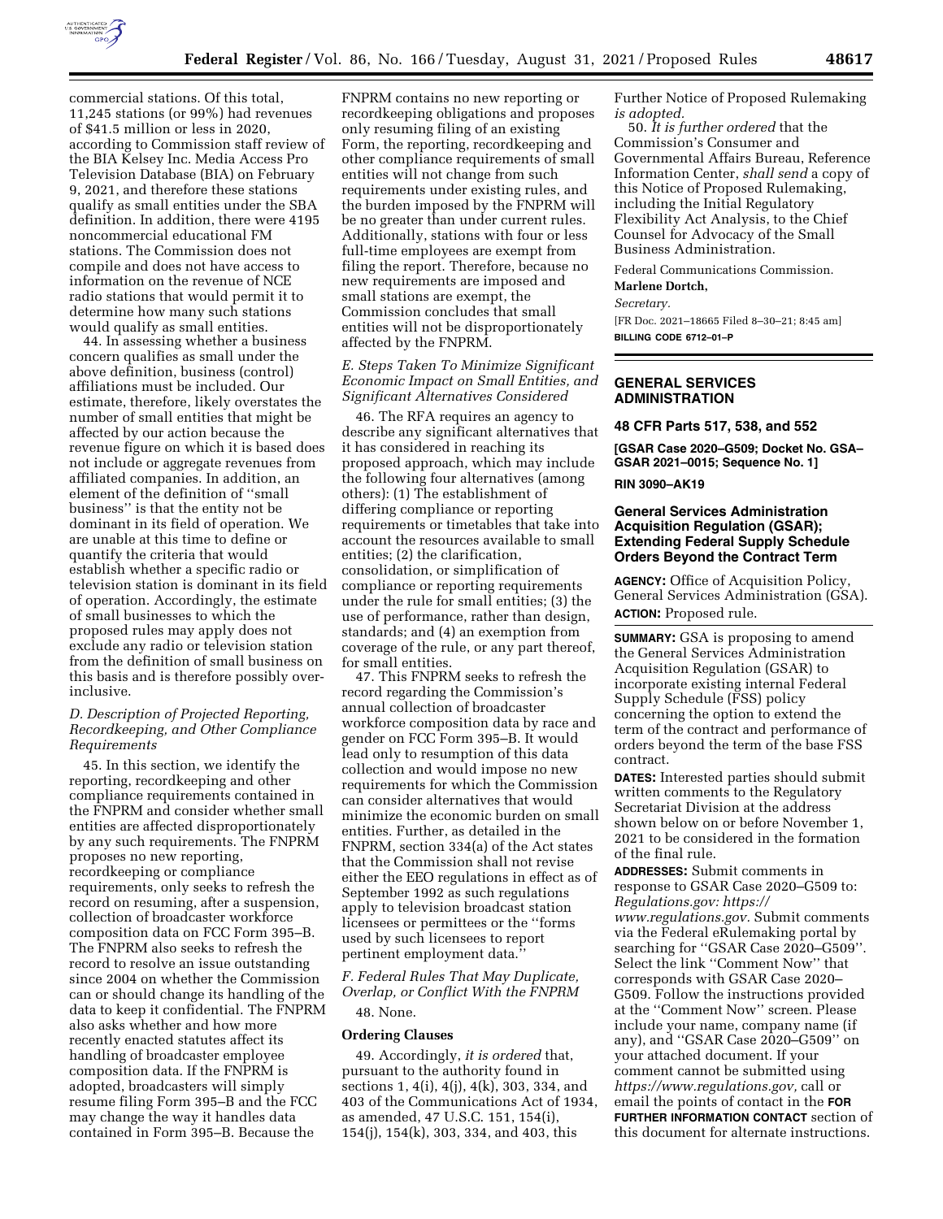commercial stations. Of this total, 11,245 stations (or 99%) had revenues of $41.5 million or less in 2020, according to Commission staff review of the BIA Kelsey Inc. Media Access Pro Television Database (BIA) on February 9, 2021, and therefore these stations qualify as small entities under the SBA definition. In addition, there were 4195 noncommercial educational FM stations. The Commission does not compile and does not have access to information on the revenue of NCE radio stations that would permit it to determine how many such stations would qualify as small entities.

44. In assessing whether a business concern qualifies as small under the above definition, business (control) affiliations must be included. Our estimate, therefore, likely overstates the number of small entities that might be affected by our action because the revenue figure on which it is based does not include or aggregate revenues from affiliated companies. In addition, an element of the definition of ''small business'' is that the entity not be dominant in its field of operation. We are unable at this time to define or quantify the criteria that would establish whether a specific radio or television station is dominant in its field of operation. Accordingly, the estimate of small businesses to which the proposed rules may apply does not exclude any radio or television station from the definition of small business on this basis and is therefore possibly over-inclusive.

### D. Description of Projected Reporting, Recordkeeping, and Other Compliance Requirements

45. In this section, we identify the reporting, recordkeeping and other compliance requirements contained in the FNPRM and consider whether small entities are affected disproportionately by any such requirements. The FNPRM proposes no new reporting, recordkeeping or compliance requirements, only seeks to refresh the record on resuming, after a suspension, collection of broadcaster workforce composition data on FCC Form 395–B. The FNPRM also seeks to refresh the record to resolve an issue outstanding since 2004 on whether the Commission can or should change its handling of the data to keep it confidential. The FNPRM also asks whether and how more recently enacted statutes affect its handling of broadcaster employee composition data. If the FNPRM is adopted, broadcasters will simply resume filing Form 395–B and the FCC may change the way it handles data contained in Form 395–B. Because the FNPRM contains no new reporting or recordkeeping obligations and proposes only resuming filing of an existing Form, the reporting, recordkeeping and other compliance requirements of small entities will not change from such requirements under existing rules, and the burden imposed by the FNPRM will be no greater than under current rules. Additionally, stations with four or less full-time employees are exempt from filing the report. Therefore, because no new requirements are imposed and small stations are exempt, the Commission concludes that small entities will not be disproportionately affected by the FNPRM.

### E. Steps Taken To Minimize Significant Economic Impact on Small Entities, and Significant Alternatives Considered

46. The RFA requires an agency to describe any significant alternatives that it has considered in reaching its proposed approach, which may include the following four alternatives (among others): (1) The establishment of differing compliance or reporting requirements or timetables that take into account the resources available to small entities; (2) the clarification, consolidation, or simplification of compliance or reporting requirements under the rule for small entities; (3) the use of performance, rather than design, standards; and (4) an exemption from coverage of the rule, or any part thereof, for small entities.

47. This FNPRM seeks to refresh the record regarding the Commission's annual collection of broadcaster workforce composition data by race and gender on FCC Form 395–B. It would lead only to resumption of this data collection and would impose no new requirements for which the Commission can consider alternatives that would minimize the economic burden on small entities. Further, as detailed in the FNPRM, section 334(a) of the Act states that the Commission shall not revise either the EEO regulations in effect as of September 1992 as such regulations apply to television broadcast station licensees or permittees or the ''forms used by such licensees to report pertinent employment data.''

### F. Federal Rules That May Duplicate, Overlap, or Conflict With the FNPRM

48. None.

## Ordering Clauses

49. Accordingly, *it is ordered* that, pursuant to the authority found in sections 1, 4(i), 4(j), 4(k), 303, 334, and 403 of the Communications Act of 1934, as amended, 47 U.S.C. 151, 154(i), 154(j), 154(k), 303, 334, and 403, this Further Notice of Proposed Rulemaking *is adopted.*

50. *It is further ordered* that the Commission's Consumer and Governmental Affairs Bureau, Reference Information Center, *shall send* a copy of this Notice of Proposed Rulemaking, including the Initial Regulatory Flexibility Act Analysis, to the Chief Counsel for Advocacy of the Small Business Administration.

Federal Communications Commission.

**Marlene Dortch,**

*Secretary.*

[FR Doc. 2021–18665 Filed 8–30–21; 8:45 am]

**BILLING CODE 6712–01–P**

---

# GENERAL SERVICES ADMINISTRATION

## 48 CFR Parts 517, 538, and 552

**[GSAR Case 2020–G509; Docket No. GSA–GSAR 2021–0015; Sequence No. 1]**

**RIN 3090–AK19**

## General Services Administration Acquisition Regulation (GSAR); Extending Federal Supply Schedule Orders Beyond the Contract Term

**AGENCY:** Office of Acquisition Policy, General Services Administration (GSA).

**ACTION:** Proposed rule.

**SUMMARY:** GSA is proposing to amend the General Services Administration Acquisition Regulation (GSAR) to incorporate existing internal Federal Supply Schedule (FSS) policy concerning the option to extend the term of the contract and performance of orders beyond the term of the base FSS contract.

**DATES:** Interested parties should submit written comments to the Regulatory Secretariat Division at the address shown below on or before November 1, 2021 to be considered in the formation of the final rule.

**ADDRESSES:** Submit comments in response to GSAR Case 2020–G509 to: *Regulations.gov: https://www.regulations.gov.* Submit comments via the Federal eRulemaking portal by searching for ''GSAR Case 2020–G509''. Select the link ''Comment Now'' that corresponds with GSAR Case 2020–G509. Follow the instructions provided at the ''Comment Now'' screen. Please include your name, company name (if any), and ''GSAR Case 2020–G509'' on your attached document. If your comment cannot be submitted using *https://www.regulations.gov,* call or email the points of contact in the **FOR FURTHER INFORMATION CONTACT** section of this document for alternate instructions.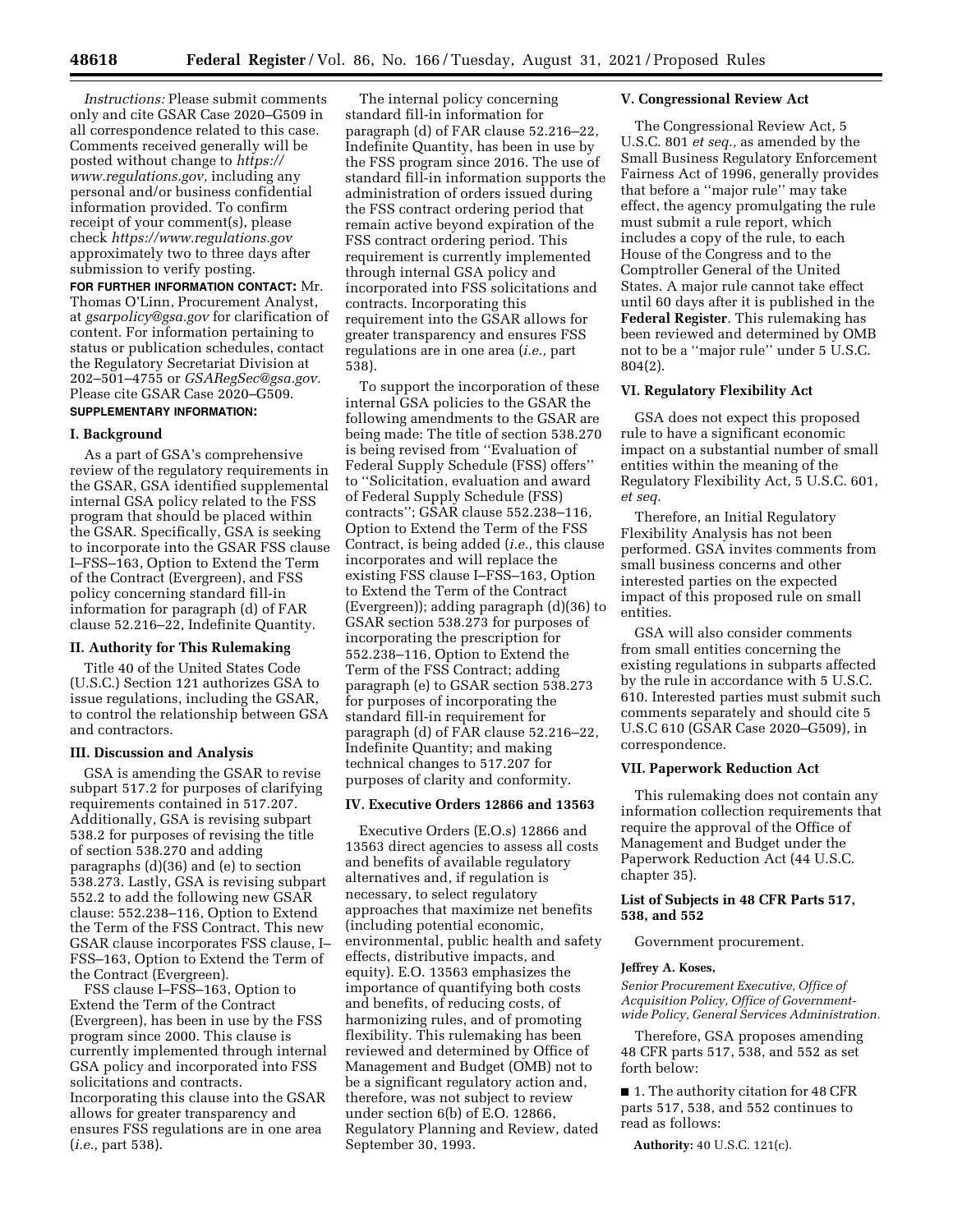*Instructions:* Please submit comments only and cite GSAR Case 2020–G509 in all correspondence related to this case. Comments received generally will be posted without change to *https://www.regulations.gov,* including any personal and/or business confidential information provided. To confirm receipt of your comment(s), please check *https://www.regulations.gov* approximately two to three days after submission to verify posting.

**FOR FURTHER INFORMATION CONTACT:** Mr. Thomas O'Linn, Procurement Analyst, at *gsarpolicy@gsa.gov* for clarification of content. For information pertaining to status or publication schedules, contact the Regulatory Secretariat Division at 202–501–4755 or *GSARegSec@gsa.gov.* Please cite GSAR Case 2020–G509.

**SUPPLEMENTARY INFORMATION:**

## I. Background

As a part of GSA's comprehensive review of the regulatory requirements in the GSAR, GSA identified supplemental internal GSA policy related to the FSS program that should be placed within the GSAR. Specifically, GSA is seeking to incorporate into the GSAR FSS clause I–FSS–163, Option to Extend the Term of the Contract (Evergreen), and FSS policy concerning standard fill-in information for paragraph (d) of FAR clause 52.216–22, Indefinite Quantity.

## II. Authority for This Rulemaking

Title 40 of the United States Code (U.S.C.) Section 121 authorizes GSA to issue regulations, including the GSAR, to control the relationship between GSA and contractors.

## III. Discussion and Analysis

GSA is amending the GSAR to revise subpart 517.2 for purposes of clarifying requirements contained in 517.207. Additionally, GSA is revising subpart 538.2 for purposes of revising the title of section 538.270 and adding paragraphs (d)(36) and (e) to section 538.273. Lastly, GSA is revising subpart 552.2 to add the following new GSAR clause: 552.238–116, Option to Extend the Term of the FSS Contract. This new GSAR clause incorporates FSS clause, I–FSS–163, Option to Extend the Term of the Contract (Evergreen).

FSS clause I–FSS–163, Option to Extend the Term of the Contract (Evergreen), has been in use by the FSS program since 2000. This clause is currently implemented through internal GSA policy and incorporated into FSS solicitations and contracts. Incorporating this clause into the GSAR allows for greater transparency and ensures FSS regulations are in one area (*i.e.,* part 538).

The internal policy concerning standard fill-in information for paragraph (d) of FAR clause 52.216–22, Indefinite Quantity, has been in use by the FSS program since 2016. The use of standard fill-in information supports the administration of orders issued during the FSS contract ordering period that remain active beyond expiration of the FSS contract ordering period. This requirement is currently implemented through internal GSA policy and incorporated into FSS solicitations and contracts. Incorporating this requirement into the GSAR allows for greater transparency and ensures FSS regulations are in one area (*i.e.,* part 538).

To support the incorporation of these internal GSA policies to the GSAR the following amendments to the GSAR are being made: The title of section 538.270 is being revised from ''Evaluation of Federal Supply Schedule (FSS) offers'' to ''Solicitation, evaluation and award of Federal Supply Schedule (FSS) contracts''; GSAR clause 552.238–116, Option to Extend the Term of the FSS Contract, is being added (*i.e.,* this clause incorporates and will replace the existing FSS clause I–FSS–163, Option to Extend the Term of the Contract (Evergreen)); adding paragraph (d)(36) to GSAR section 538.273 for purposes of incorporating the prescription for 552.238–116, Option to Extend the Term of the FSS Contract; adding paragraph (e) to GSAR section 538.273 for purposes of incorporating the standard fill-in requirement for paragraph (d) of FAR clause 52.216–22, Indefinite Quantity; and making technical changes to 517.207 for purposes of clarity and conformity.

## IV. Executive Orders 12866 and 13563

Executive Orders (E.O.s) 12866 and 13563 direct agencies to assess all costs and benefits of available regulatory alternatives and, if regulation is necessary, to select regulatory approaches that maximize net benefits (including potential economic, environmental, public health and safety effects, distributive impacts, and equity). E.O. 13563 emphasizes the importance of quantifying both costs and benefits, of reducing costs, of harmonizing rules, and of promoting flexibility. This rulemaking has been reviewed and determined by Office of Management and Budget (OMB) not to be a significant regulatory action and, therefore, was not subject to review under section 6(b) of E.O. 12866, Regulatory Planning and Review, dated September 30, 1993.

## V. Congressional Review Act

The Congressional Review Act, 5 U.S.C. 801 *et seq.,* as amended by the Small Business Regulatory Enforcement Fairness Act of 1996, generally provides that before a ''major rule'' may take effect, the agency promulgating the rule must submit a rule report, which includes a copy of the rule, to each House of the Congress and to the Comptroller General of the United States. A major rule cannot take effect until 60 days after it is published in the **Federal Register**. This rulemaking has been reviewed and determined by OMB not to be a ''major rule'' under 5 U.S.C. 804(2).

## VI. Regulatory Flexibility Act

GSA does not expect this proposed rule to have a significant economic impact on a substantial number of small entities within the meaning of the Regulatory Flexibility Act, 5 U.S.C. 601, *et seq.*

Therefore, an Initial Regulatory Flexibility Analysis has not been performed. GSA invites comments from small business concerns and other interested parties on the expected impact of this proposed rule on small entities.

GSA will also consider comments from small entities concerning the existing regulations in subparts affected by the rule in accordance with 5 U.S.C. 610. Interested parties must submit such comments separately and should cite 5 U.S.C 610 (GSAR Case 2020–G509), in correspondence.

## VII. Paperwork Reduction Act

This rulemaking does not contain any information collection requirements that require the approval of the Office of Management and Budget under the Paperwork Reduction Act (44 U.S.C. chapter 35).

### List of Subjects in 48 CFR Parts 517, 538, and 552

Government procurement.

**Jeffrey A. Koses,**

*Senior Procurement Executive, Office of Acquisition Policy, Office of Government-wide Policy, General Services Administration.*

Therefore, GSA proposes amending 48 CFR parts 517, 538, and 552 as set forth below:

■ 1. The authority citation for 48 CFR parts 517, 538, and 552 continues to read as follows:

**Authority:** 40 U.S.C. 121(c).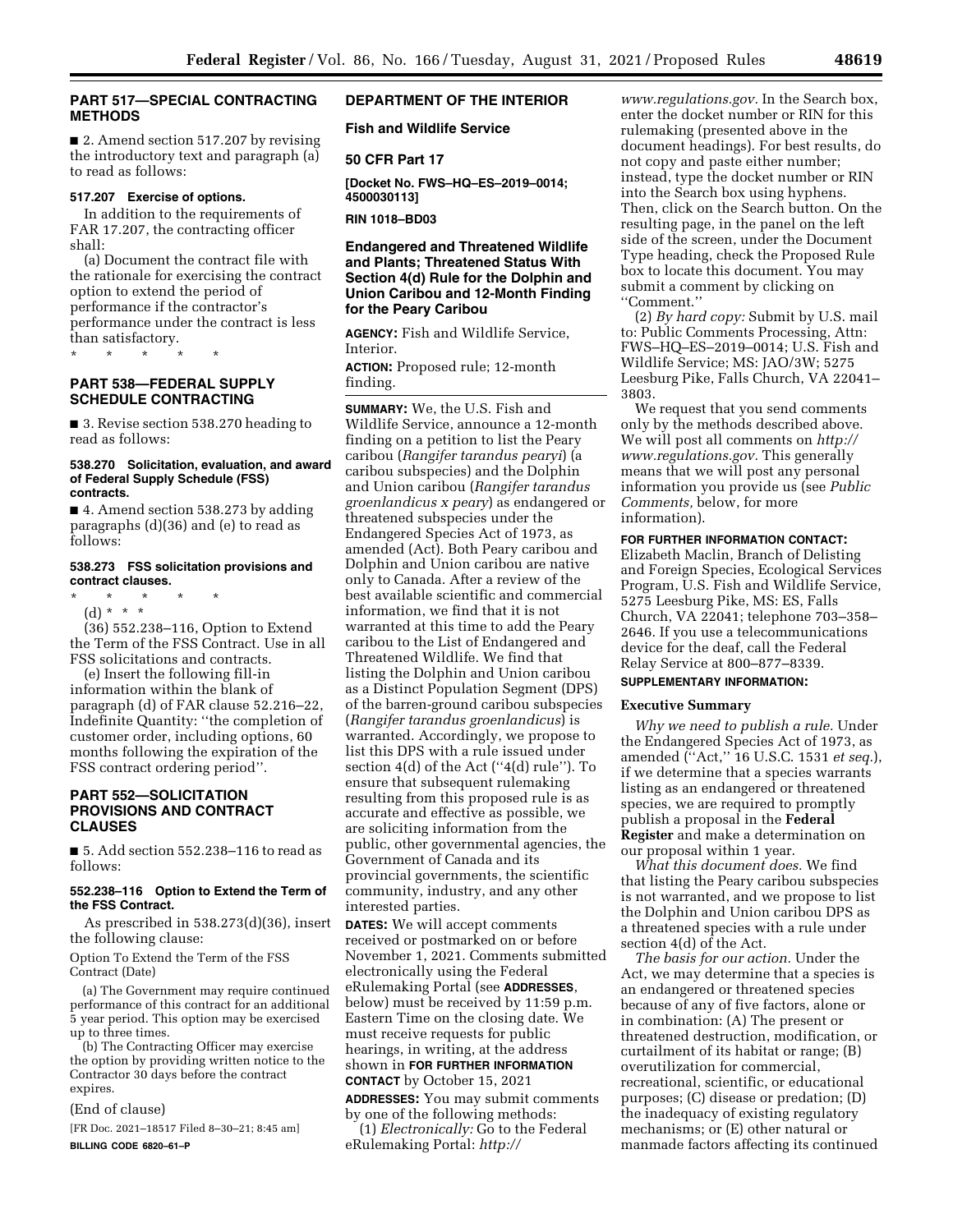## PART 517—SPECIAL CONTRACTING METHODS

■ 2. Amend section 517.207 by revising the introductory text and paragraph (a) to read as follows:

### 517.207 Exercise of options.

In addition to the requirements of FAR 17.207, the contracting officer shall:

(a) Document the contract file with the rationale for exercising the contract option to extend the period of performance if the contractor's performance under the contract is less than satisfactory.

\* \* \* \* \*

## PART 538—FEDERAL SUPPLY SCHEDULE CONTRACTING

■ 3. Revise section 538.270 heading to read as follows:

### 538.270 Solicitation, evaluation, and award of Federal Supply Schedule (FSS) contracts.

■ 4. Amend section 538.273 by adding paragraphs (d)(36) and (e) to read as follows:

### 538.273 FSS solicitation provisions and contract clauses.

\* \* \* \* \*

(d) \* \* \*

(36) 552.238–116, Option to Extend the Term of the FSS Contract. Use in all FSS solicitations and contracts.

(e) Insert the following fill-in information within the blank of paragraph (d) of FAR clause 52.216–22, Indefinite Quantity: ''the completion of customer order, including options, 60 months following the expiration of the FSS contract ordering period''.

## PART 552—SOLICITATION PROVISIONS AND CONTRACT CLAUSES

■ 5. Add section 552.238–116 to read as follows:

### 552.238–116 Option to Extend the Term of the FSS Contract.

As prescribed in 538.273(d)(36), insert the following clause:

Option To Extend the Term of the FSS Contract (Date)

(a) The Government may require continued performance of this contract for an additional 5 year period. This option may be exercised up to three times.

(b) The Contracting Officer may exercise the option by providing written notice to the Contractor 30 days before the contract expires.

(End of clause)

[FR Doc. 2021–18517 Filed 8–30–21; 8:45 am]

**BILLING CODE 6820–61–P**

# DEPARTMENT OF THE INTERIOR

## Fish and Wildlife Service

## 50 CFR Part 17

**[Docket No. FWS–HQ–ES–2019–0014; 4500030113]**

**RIN 1018–BD03**

## Endangered and Threatened Wildlife and Plants; Threatened Status With Section 4(d) Rule for the Dolphin and Union Caribou and 12-Month Finding for the Peary Caribou

**AGENCY:** Fish and Wildlife Service, Interior.

**ACTION:** Proposed rule; 12-month finding.

**SUMMARY:** We, the U.S. Fish and Wildlife Service, announce a 12-month finding on a petition to list the Peary caribou (*Rangifer tarandus pearyi*) (a caribou subspecies) and the Dolphin and Union caribou (*Rangifer tarandus groenlandicus x peary*) as endangered or threatened subspecies under the Endangered Species Act of 1973, as amended (Act). Both Peary caribou and Dolphin and Union caribou are native only to Canada. After a review of the best available scientific and commercial information, we find that it is not warranted at this time to add the Peary caribou to the List of Endangered and Threatened Wildlife. We find that listing the Dolphin and Union caribou as a Distinct Population Segment (DPS) of the barren-ground caribou subspecies (*Rangifer tarandus groenlandicus*) is warranted. Accordingly, we propose to list this DPS with a rule issued under section 4(d) of the Act (''4(d) rule''). To ensure that subsequent rulemaking resulting from this proposed rule is as accurate and effective as possible, we are soliciting information from the public, other governmental agencies, the Government of Canada and its provincial governments, the scientific community, industry, and any other interested parties.

**DATES:** We will accept comments received or postmarked on or before November 1, 2021. Comments submitted electronically using the Federal eRulemaking Portal (see **ADDRESSES**, below) must be received by 11:59 p.m. Eastern Time on the closing date. We must receive requests for public hearings, in writing, at the address shown in **FOR FURTHER INFORMATION CONTACT** by October 15, 2021

**ADDRESSES:** You may submit comments by one of the following methods:

(1) *Electronically:* Go to the Federal eRulemaking Portal: *http://www.regulations.gov.* In the Search box, enter the docket number or RIN for this rulemaking (presented above in the document headings). For best results, do not copy and paste either number; instead, type the docket number or RIN into the Search box using hyphens. Then, click on the Search button. On the resulting page, in the panel on the left side of the screen, under the Document Type heading, check the Proposed Rule box to locate this document. You may submit a comment by clicking on ''Comment.''

(2) *By hard copy:* Submit by U.S. mail to: Public Comments Processing, Attn: FWS–HQ–ES–2019–0014; U.S. Fish and Wildlife Service; MS: JAO/3W; 5275 Leesburg Pike, Falls Church, VA 22041–3803.

We request that you send comments only by the methods described above. We will post all comments on *http://www.regulations.gov.* This generally means that we will post any personal information you provide us (see *Public Comments,* below, for more information).

**FOR FURTHER INFORMATION CONTACT:** Elizabeth Maclin, Branch of Delisting and Foreign Species, Ecological Services Program, U.S. Fish and Wildlife Service, 5275 Leesburg Pike, MS: ES, Falls Church, VA 22041; telephone 703–358–2646. If you use a telecommunications device for the deaf, call the Federal Relay Service at 800–877–8339.

**SUPPLEMENTARY INFORMATION:**

### Executive Summary

*Why we need to publish a rule.* Under the Endangered Species Act of 1973, as amended (''Act,'' 16 U.S.C. 1531 *et seq.*), if we determine that a species warrants listing as an endangered or threatened species, we are required to promptly publish a proposal in the **Federal Register** and make a determination on our proposal within 1 year.

*What this document does.* We find that listing the Peary caribou subspecies is not warranted, and we propose to list the Dolphin and Union caribou DPS as a threatened species with a rule under section 4(d) of the Act.

*The basis for our action.* Under the Act, we may determine that a species is an endangered or threatened species because of any of five factors, alone or in combination: (A) The present or threatened destruction, modification, or curtailment of its habitat or range; (B) overutilization for commercial, recreational, scientific, or educational purposes; (C) disease or predation; (D) the inadequacy of existing regulatory mechanisms; or (E) other natural or manmade factors affecting its continued